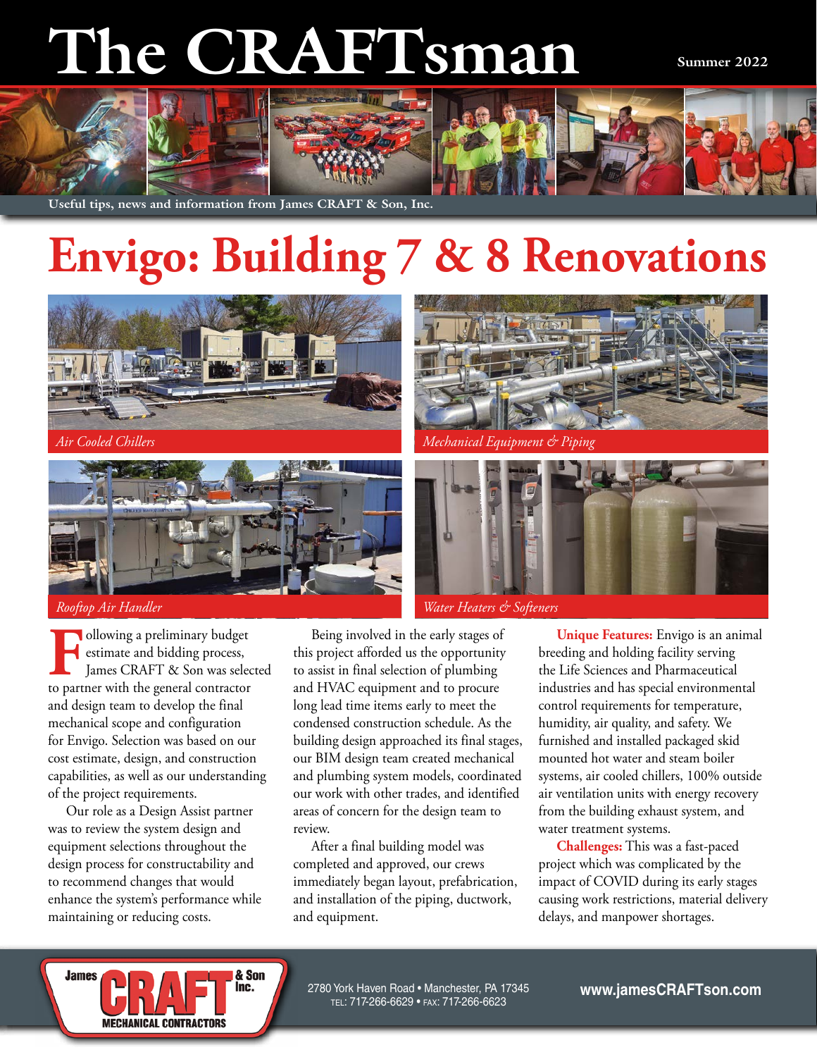# The CRAFTsman

Summer 2022

Useful tips, news and information from James CRAFT & Son, Inc.

# Envigo: Building 7 & 8 Renovations

*Air Cooled Chillers*

*Mechanical Equipment & Piping*

*Rooftop Air Handler*

*Water Heaters & Softeners*

Following a preliminary budget estimate and bidding process, James CRAFT & Son was selected to partner with the general contractor and design team to develop the final mechanical scope and configuration for Envigo. Selection was based on our cost estimate, design, and construction capabilities, as well as our understanding of the project requirements.

Our role as a Design Assist partner was to review the system design and equipment selections throughout the design process for constructability and to recommend changes that would enhance the system's performance while maintaining or reducing costs.

Being involved in the early stages of this project afforded us the opportunity to assist in final selection of plumbing and HVAC equipment and to procure long lead time items early to meet the condensed construction schedule. As the building design approached its final stages, our BIM design team created mechanical and plumbing system models, coordinated our work with other trades, and identified areas of concern for the design team to review.

After a final building model was completed and approved, our crews immediately began layout, prefabrication, and installation of the piping, ductwork, and equipment.

**Unique Features:** Envigo is an animal breeding and holding facility serving the Life Sciences and Pharmaceutical industries and has special environmental control requirements for temperature, humidity, air quality, and safety. We furnished and installed packaged skid mounted hot water and steam boiler systems, air cooled chillers, 100% outside air ventilation units with energy recovery from the building exhaust system, and water treatment systems.

**Challenges:** This was a fast-paced project which was complicated by the impact of COVID during its early stages causing work restrictions, material delivery delays, and manpower shortages.

James CRAFT & Son Inc. MECHANICAL CONTRACTORS

2780 York Haven Road • Manchester, PA 17345
TEL: 717-266-6629 • FAX: 717-266-6623

www.jamesCRAFTson.com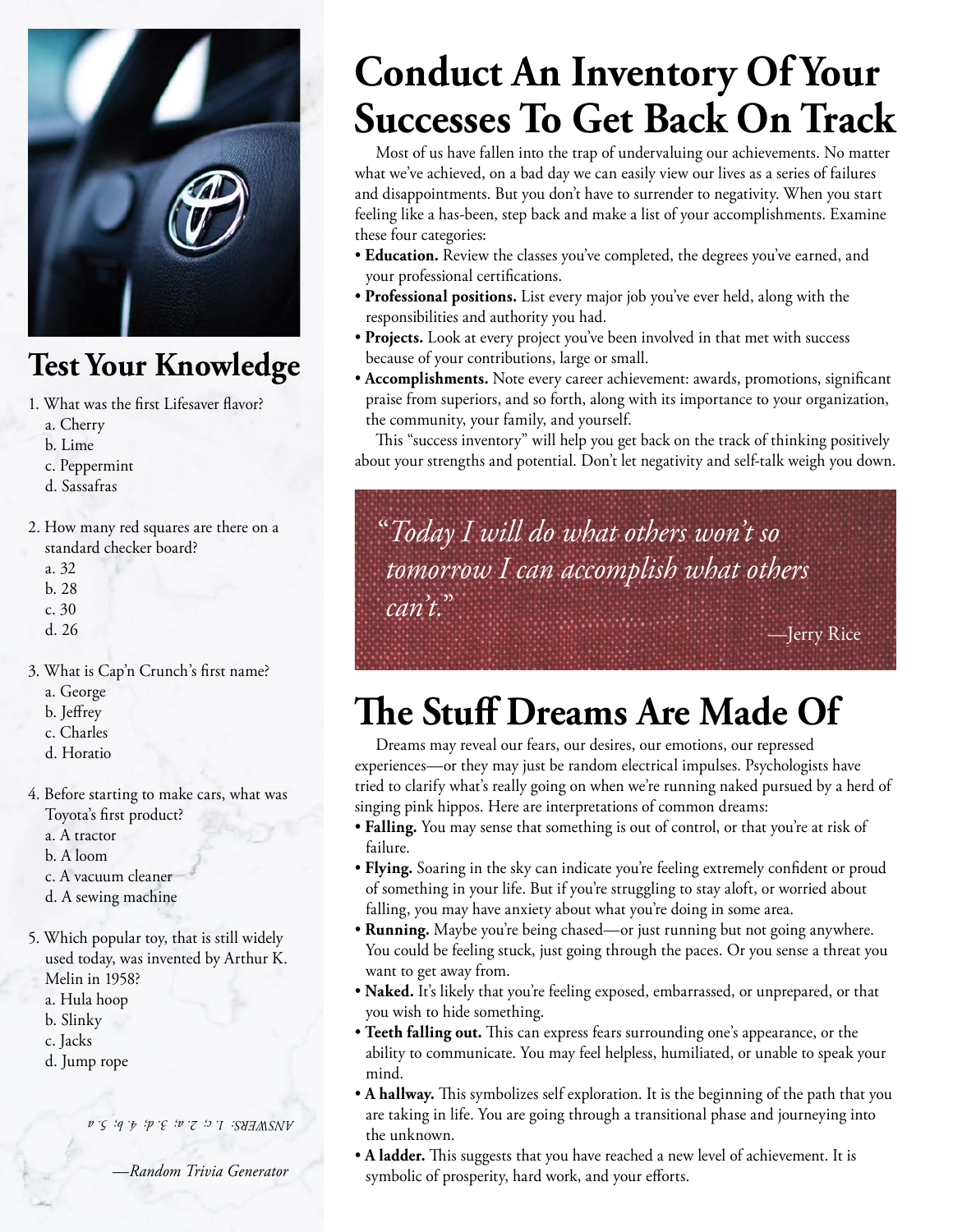## Test Your Knowledge

1. What was the first Lifesaver flavor?
   a. Cherry
   b. Lime
   c. Peppermint
   d. Sassafras

2. How many red squares are there on a standard checker board?
   a. 32
   b. 28
   c. 30
   d. 26

3. What is Cap'n Crunch's first name?
   a. George
   b. Jeffrey
   c. Charles
   d. Horatio

4. Before starting to make cars, what was Toyota's first product?
   a. A tractor
   b. A loom
   c. A vacuum cleaner
   d. A sewing machine

5. Which popular toy, that is still widely used today, was invented by Arthur K. Melin in 1958?
   a. Hula hoop
   b. Slinky
   c. Jacks
   d. Jump rope

*ANSWERS: 1. c; 2. a; 3. d; 4. b; 5. a*

*—Random Trivia Generator*

# Conduct An Inventory Of Your Successes To Get Back On Track

Most of us have fallen into the trap of undervaluing our achievements. No matter what we've achieved, on a bad day we can easily view our lives as a series of failures and disappointments. But you don't have to surrender to negativity. When you start feeling like a has-been, step back and make a list of your accomplishments. Examine these four categories:

- **Education.** Review the classes you've completed, the degrees you've earned, and your professional certifications.
- **Professional positions.** List every major job you've ever held, along with the responsibilities and authority you had.
- **Projects.** Look at every project you've been involved in that met with success because of your contributions, large or small.
- **Accomplishments.** Note every career achievement: awards, promotions, significant praise from superiors, and so forth, along with its importance to your organization, the community, your family, and yourself.

This "success inventory" will help you get back on the track of thinking positively about your strengths and potential. Don't let negativity and self-talk weigh you down.

> *"Today I will do what others won't so tomorrow I can accomplish what others can't."*
>
> —Jerry Rice

# The Stuff Dreams Are Made Of

Dreams may reveal our fears, our desires, our emotions, our repressed experiences—or they may just be random electrical impulses. Psychologists have tried to clarify what's really going on when we're running naked pursued by a herd of singing pink hippos. Here are interpretations of common dreams:

- **Falling.** You may sense that something is out of control, or that you're at risk of failure.
- **Flying.** Soaring in the sky can indicate you're feeling extremely confident or proud of something in your life. But if you're struggling to stay aloft, or worried about falling, you may have anxiety about what you're doing in some area.
- **Running.** Maybe you're being chased—or just running but not going anywhere. You could be feeling stuck, just going through the paces. Or you sense a threat you want to get away from.
- **Naked.** It's likely that you're feeling exposed, embarrassed, or unprepared, or that you wish to hide something.
- **Teeth falling out.** This can express fears surrounding one's appearance, or the ability to communicate. You may feel helpless, humiliated, or unable to speak your mind.
- **A hallway.** This symbolizes self exploration. It is the beginning of the path that you are taking in life. You are going through a transitional phase and journeying into the unknown.
- **A ladder.** This suggests that you have reached a new level of achievement. It is symbolic of prosperity, hard work, and your efforts.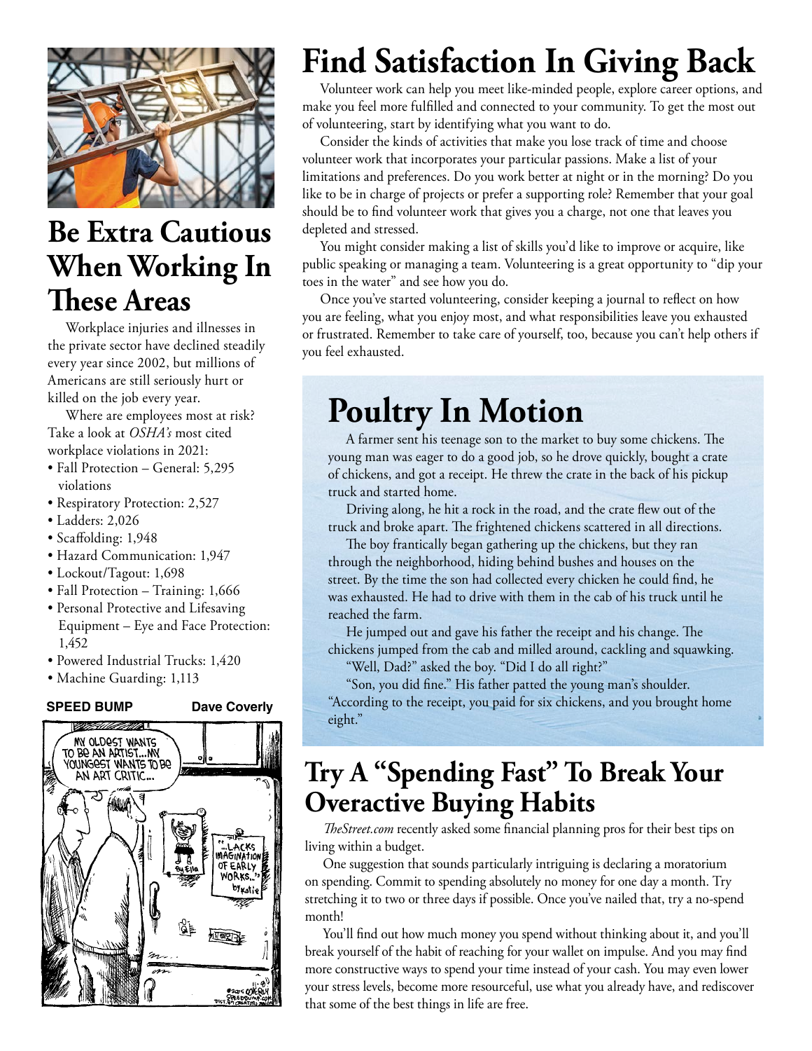# Be Extra Cautious When Working In These Areas

Workplace injuries and illnesses in the private sector have declined steadily every year since 2002, but millions of Americans are still seriously hurt or killed on the job every year.

Where are employees most at risk? Take a look at *OSHA's* most cited workplace violations in 2021:

- Fall Protection – General: 5,295 violations
- Respiratory Protection: 2,527
- Ladders: 2,026
- Scaffolding: 1,948
- Hazard Communication: 1,947
- Lockout/Tagout: 1,698
- Fall Protection – Training: 1,666
- Personal Protective and Lifesaving Equipment – Eye and Face Protection: 1,452
- Powered Industrial Trucks: 1,420
- Machine Guarding: 1,113

**SPEED BUMP** **Dave Coverly**

# Find Satisfaction In Giving Back

Volunteer work can help you meet like-minded people, explore career options, and make you feel more fulfilled and connected to your community. To get the most out of volunteering, start by identifying what you want to do.

Consider the kinds of activities that make you lose track of time and choose volunteer work that incorporates your particular passions. Make a list of your limitations and preferences. Do you work better at night or in the morning? Do you like to be in charge of projects or prefer a supporting role? Remember that your goal should be to find volunteer work that gives you a charge, not one that leaves you depleted and stressed.

You might consider making a list of skills you'd like to improve or acquire, like public speaking or managing a team. Volunteering is a great opportunity to "dip your toes in the water" and see how you do.

Once you've started volunteering, consider keeping a journal to reflect on how you are feeling, what you enjoy most, and what responsibilities leave you exhausted or frustrated. Remember to take care of yourself, too, because you can't help others if you feel exhausted.

# Poultry In Motion

A farmer sent his teenage son to the market to buy some chickens. The young man was eager to do a good job, so he drove quickly, bought a crate of chickens, and got a receipt. He threw the crate in the back of his pickup truck and started home.

Driving along, he hit a rock in the road, and the crate flew out of the truck and broke apart. The frightened chickens scattered in all directions.

The boy frantically began gathering up the chickens, but they ran through the neighborhood, hiding behind bushes and houses on the street. By the time the son had collected every chicken he could find, he was exhausted. He had to drive with them in the cab of his truck until he reached the farm.

He jumped out and gave his father the receipt and his change. The chickens jumped from the cab and milled around, cackling and squawking.

"Well, Dad?" asked the boy. "Did I do all right?"

"Son, you did fine." His father patted the young man's shoulder. "According to the receipt, you paid for six chickens, and you brought home eight."

# Try A "Spending Fast" To Break Your Overactive Buying Habits

*TheStreet.com* recently asked some financial planning pros for their best tips on living within a budget.

One suggestion that sounds particularly intriguing is declaring a moratorium on spending. Commit to spending absolutely no money for one day a month. Try stretching it to two or three days if possible. Once you've nailed that, try a no-spend month!

You'll find out how much money you spend without thinking about it, and you'll break yourself of the habit of reaching for your wallet on impulse. And you may find more constructive ways to spend your time instead of your cash. You may even lower your stress levels, become more resourceful, use what you already have, and rediscover that some of the best things in life are free.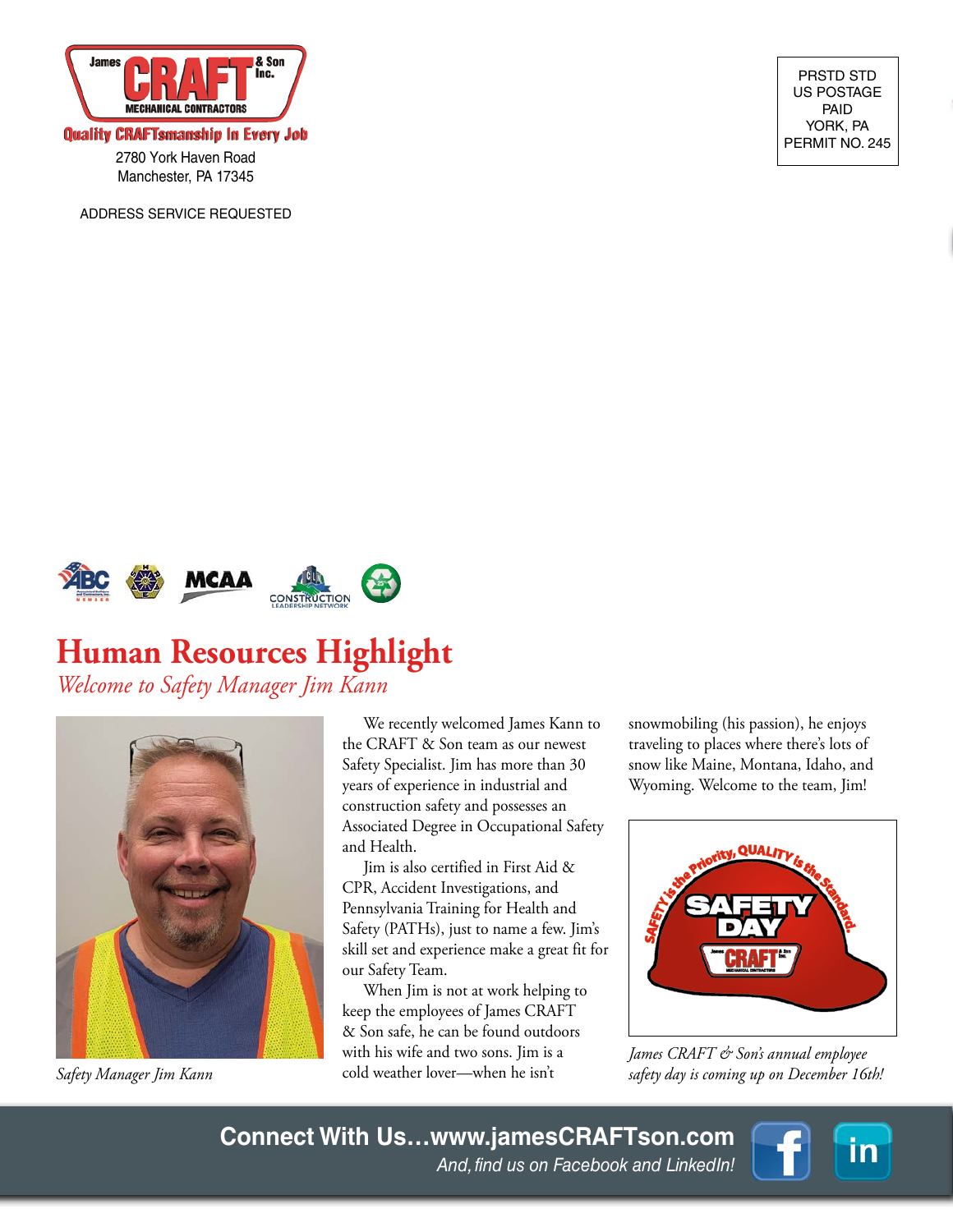James CRAFT & Son Inc.
MECHANICAL CONTRACTORS

Quality CRAFTsmanship In Every Job

2780 York Haven Road
Manchester, PA 17345

ADDRESS SERVICE REQUESTED

PRSTD STD
US POSTAGE
PAID
YORK, PA
PERMIT NO. 245

# Human Resources Highlight

*Welcome to Safety Manager Jim Kann*

*Safety Manager Jim Kann*

We recently welcomed James Kann to the CRAFT & Son team as our newest Safety Specialist. Jim has more than 30 years of experience in industrial and construction safety and possesses an Associated Degree in Occupational Safety and Health.

Jim is also certified in First Aid & CPR, Accident Investigations, and Pennsylvania Training for Health and Safety (PATHs), just to name a few. Jim's skill set and experience make a great fit for our Safety Team.

When Jim is not at work helping to keep the employees of James CRAFT & Son safe, he can be found outdoors with his wife and two sons. Jim is a cold weather lover—when he isn't snowmobiling (his passion), he enjoys traveling to places where there's lots of snow like Maine, Montana, Idaho, and Wyoming. Welcome to the team, Jim!

SAFETY is the Priority, QUALITY is the Standard.
SAFETY DAY

*James CRAFT & Son's annual employee safety day is coming up on December 16th!*

**Connect With Us...www.jamesCRAFTson.com**
*And, find us on Facebook and LinkedIn!*